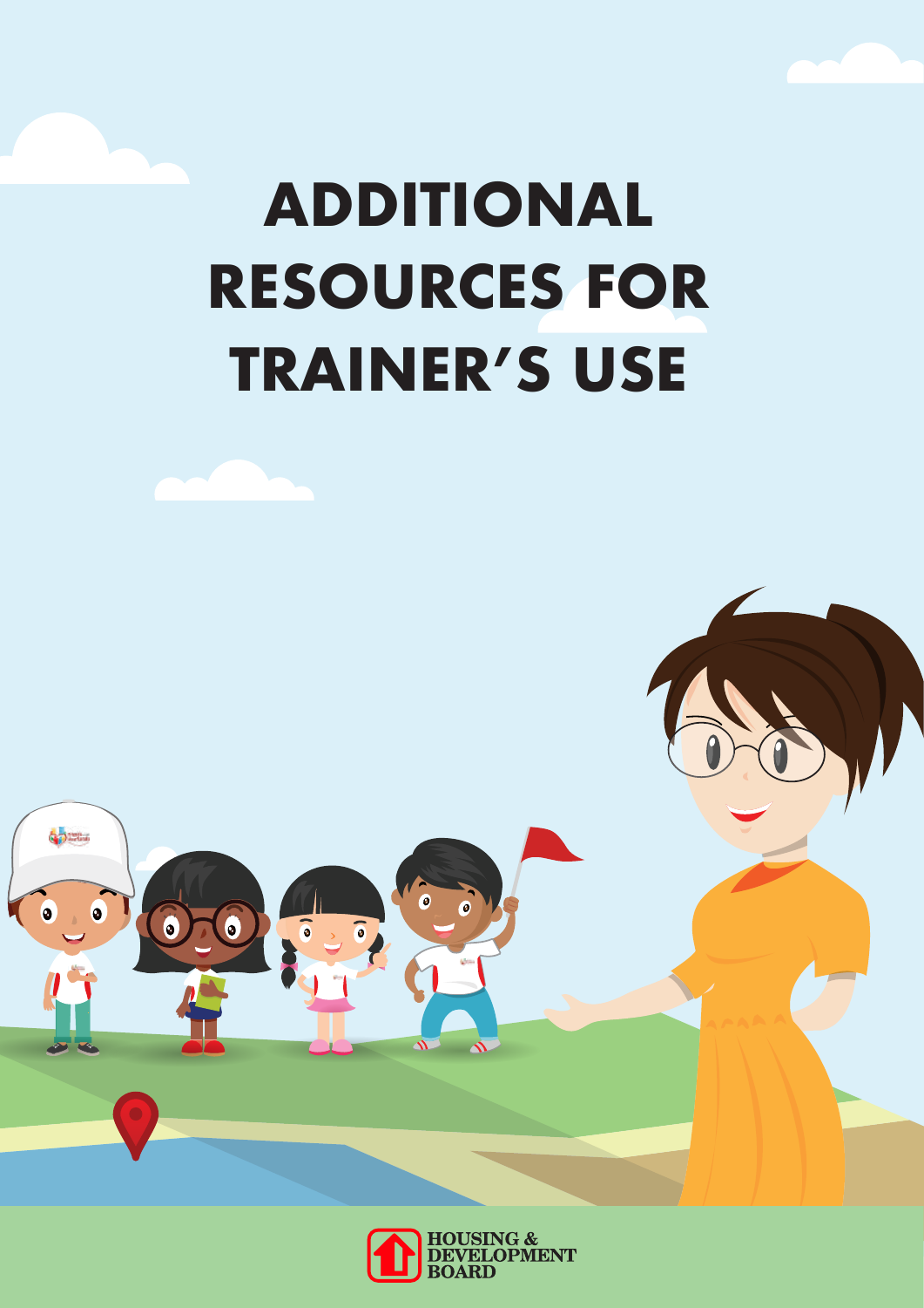# ADDITIONAL RESOURCES FOR TRAINER'S USE

HOUSING & DEVELOPMENT BOARD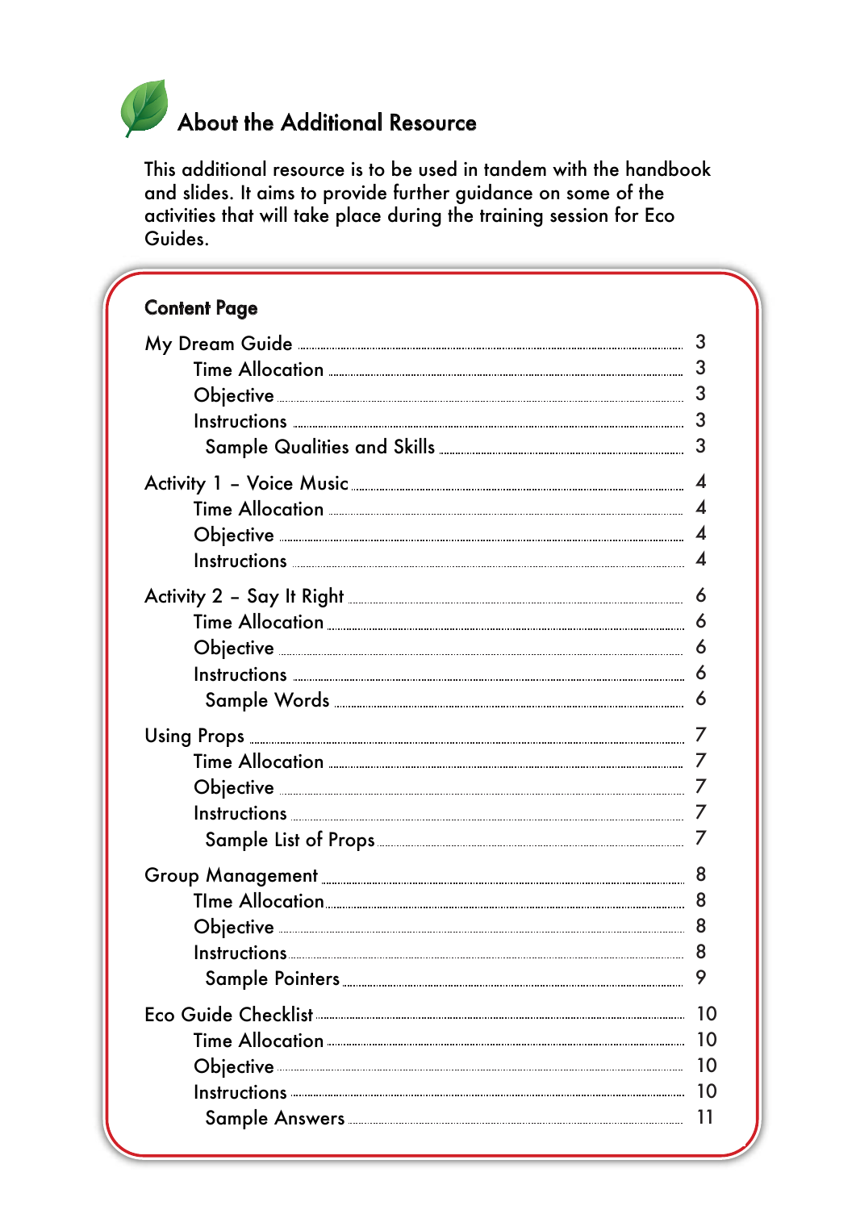## About the Additional Resource

This additional resource is to be used in tandem with the handbook and slides. It aims to provide further guidance on some of the activities that will take place during the training session for Eco Guides.

### Content Page

| | |
|---|---|
| My Dream Guide | 3 |
| Time Allocation | 3 |
| Objective | 3 |
| Instructions | 3 |
| Sample Qualities and Skills | 3 |
| Activity 1 – Voice Music | 4 |
| Time Allocation | 4 |
| Objective | 4 |
| Instructions | 4 |
| Activity 2 – Say It Right | 6 |
| Time Allocation | 6 |
| Objective | 6 |
| Instructions | 6 |
| Sample Words | 6 |
| Using Props | 7 |
| Time Allocation | 7 |
| Objective | 7 |
| Instructions | 7 |
| Sample List of Props | 7 |
| Group Management | 8 |
| TIme Allocation | 8 |
| Objective | 8 |
| Instructions | 8 |
| Sample Pointers | 9 |
| Eco Guide Checklist | 10 |
| Time Allocation | 10 |
| Objective | 10 |
| Instructions | 10 |
| Sample Answers | 11 |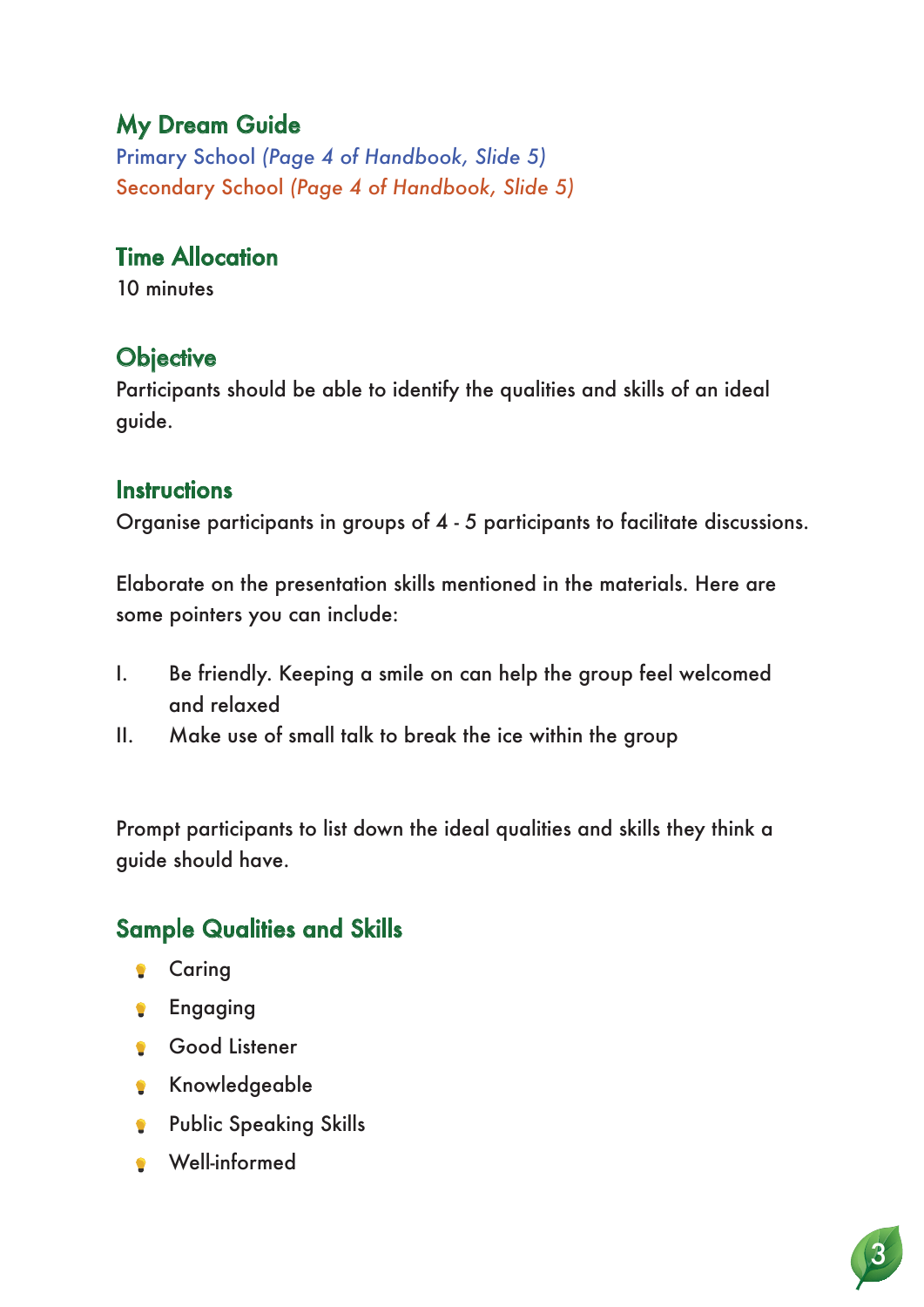## My Dream Guide

Primary School *(Page 4 of Handbook, Slide 5)*
Secondary School *(Page 4 of Handbook, Slide 5)*

## Time Allocation

10 minutes

## Objective

Participants should be able to identify the qualities and skills of an ideal guide.

## Instructions

Organise participants in groups of 4 - 5 participants to facilitate discussions.

Elaborate on the presentation skills mentioned in the materials. Here are some pointers you can include:

I. Be friendly. Keeping a smile on can help the group feel welcomed and relaxed
II. Make use of small talk to break the ice within the group

Prompt participants to list down the ideal qualities and skills they think a guide should have.

## Sample Qualities and Skills

- Caring
- Engaging
- Good Listener
- Knowledgeable
- Public Speaking Skills
- Well-informed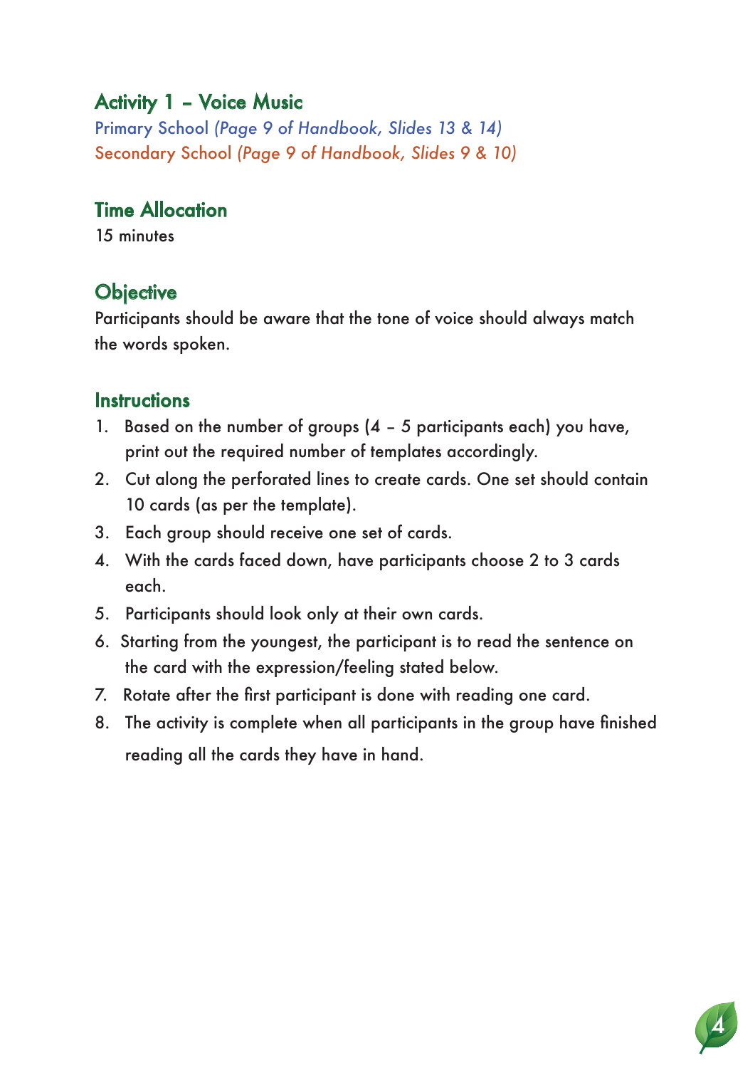## Activity 1 – Voice Music

Primary School *(Page 9 of Handbook, Slides 13 & 14)*

Secondary School *(Page 9 of Handbook, Slides 9 & 10)*

### Time Allocation

15 minutes

### Objective

Participants should be aware that the tone of voice should always match the words spoken.

### Instructions

1. Based on the number of groups (4 – 5 participants each) you have, print out the required number of templates accordingly.
2. Cut along the perforated lines to create cards. One set should contain 10 cards (as per the template).
3. Each group should receive one set of cards.
4. With the cards faced down, have participants choose 2 to 3 cards each.
5. Participants should look only at their own cards.
6. Starting from the youngest, the participant is to read the sentence on the card with the expression/feeling stated below.
7. Rotate after the first participant is done with reading one card.
8. The activity is complete when all participants in the group have finished reading all the cards they have in hand.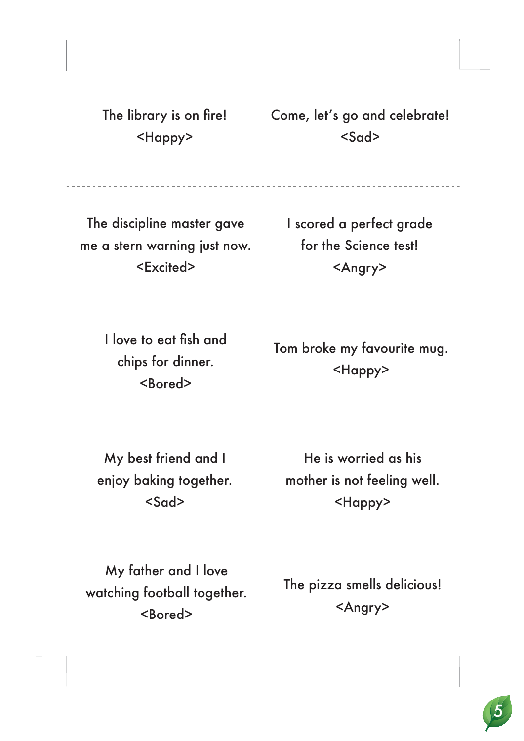| | |
|---|---|
| The library is on fire!<br><Happy> | Come, let's go and celebrate!<br><Sad> |
| The discipline master gave me a stern warning just now.<br><Excited> | I scored a perfect grade for the Science test!<br><Angry> |
| I love to eat fish and chips for dinner.<br><Bored> | Tom broke my favourite mug.<br><Happy> |
| My best friend and I enjoy baking together.<br><Sad> | He is worried as his mother is not feeling well.<br><Happy> |
| My father and I love watching football together.<br><Bored> | The pizza smells delicious!<br><Angry> |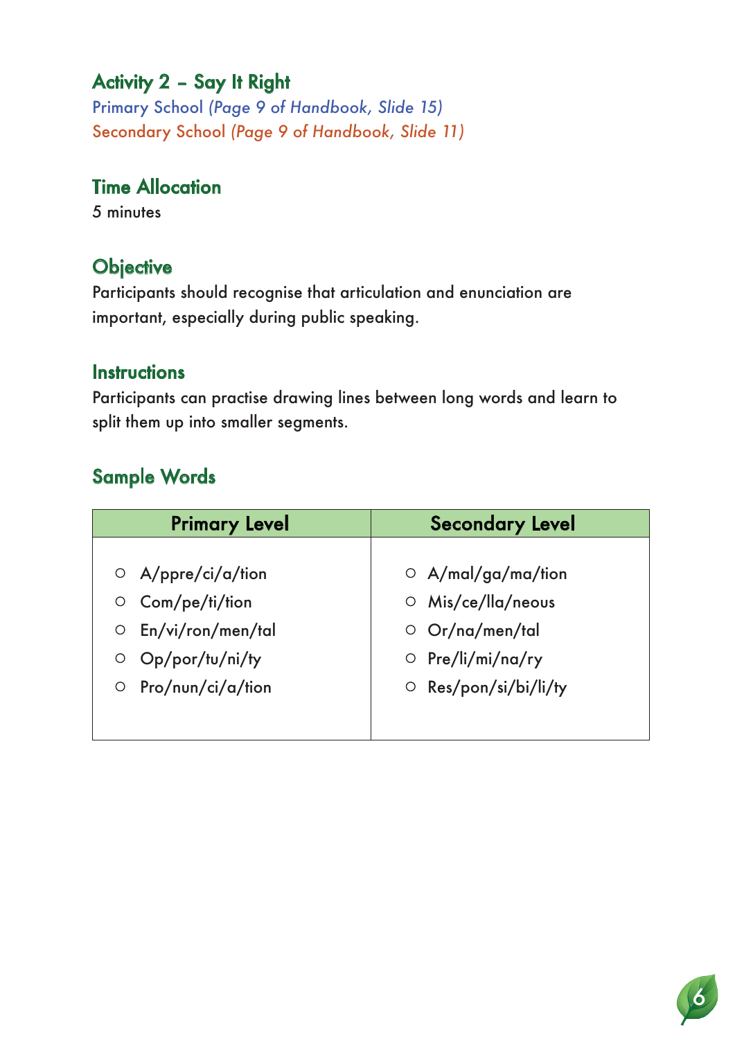## Activity 2 – Say It Right

Primary School *(Page 9 of Handbook, Slide 15)*

Secondary School *(Page 9 of Handbook, Slide 11)*

### Time Allocation

5 minutes

### Objective

Participants should recognise that articulation and enunciation are important, especially during public speaking.

### Instructions

Participants can practise drawing lines between long words and learn to split them up into smaller segments.

### Sample Words

| Primary Level | Secondary Level |
|---|---|
| ○ A/ppre/ci/a/tion | ○ A/mal/ga/ma/tion |
| ○ Com/pe/ti/tion | ○ Mis/ce/lla/neous |
| ○ En/vi/ron/men/tal | ○ Or/na/men/tal |
| ○ Op/por/tu/ni/ty | ○ Pre/li/mi/na/ry |
| ○ Pro/nun/ci/a/tion | ○ Res/pon/si/bi/li/ty |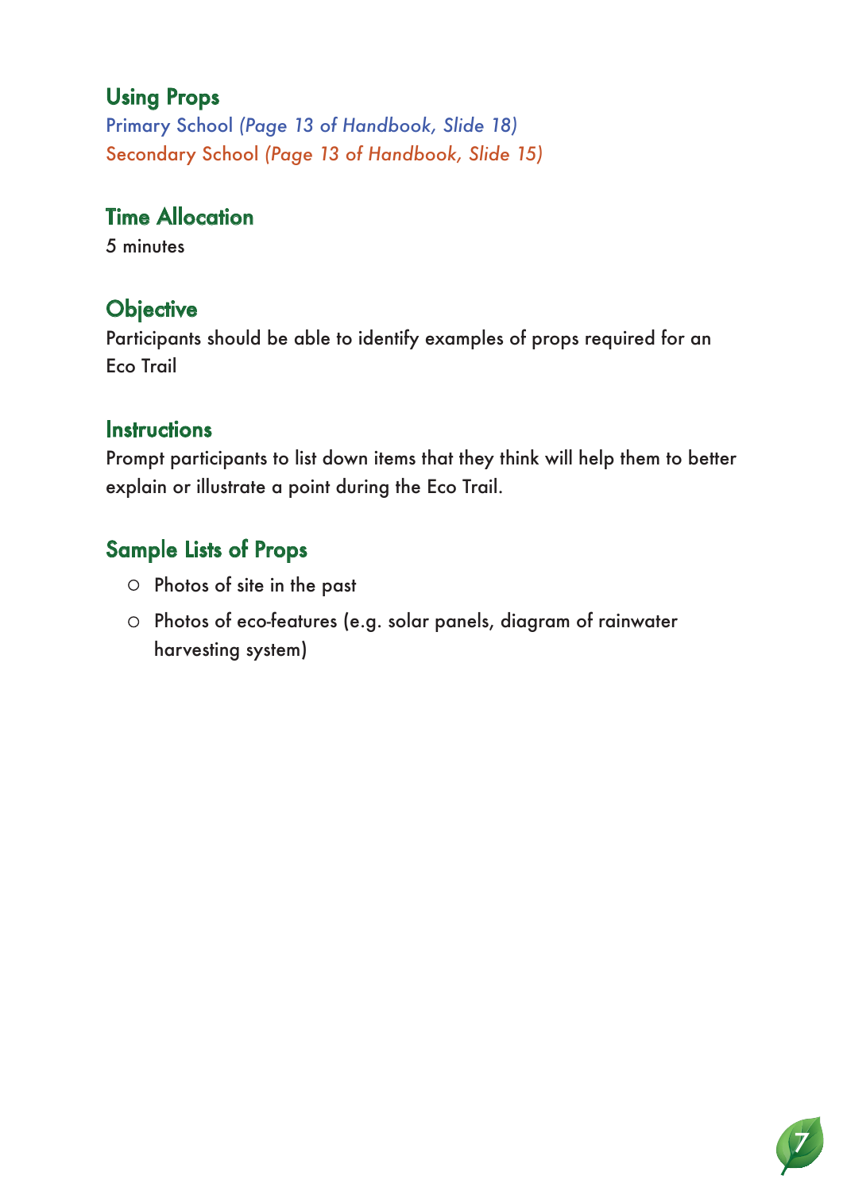## Using Props

Primary School *(Page 13 of Handbook, Slide 18)*

Secondary School *(Page 13 of Handbook, Slide 15)*

## Time Allocation

5 minutes

## Objective

Participants should be able to identify examples of props required for an Eco Trail

## Instructions

Prompt participants to list down items that they think will help them to better explain or illustrate a point during the Eco Trail.

## Sample Lists of Props

- Photos of site in the past
- Photos of eco-features (e.g. solar panels, diagram of rainwater harvesting system)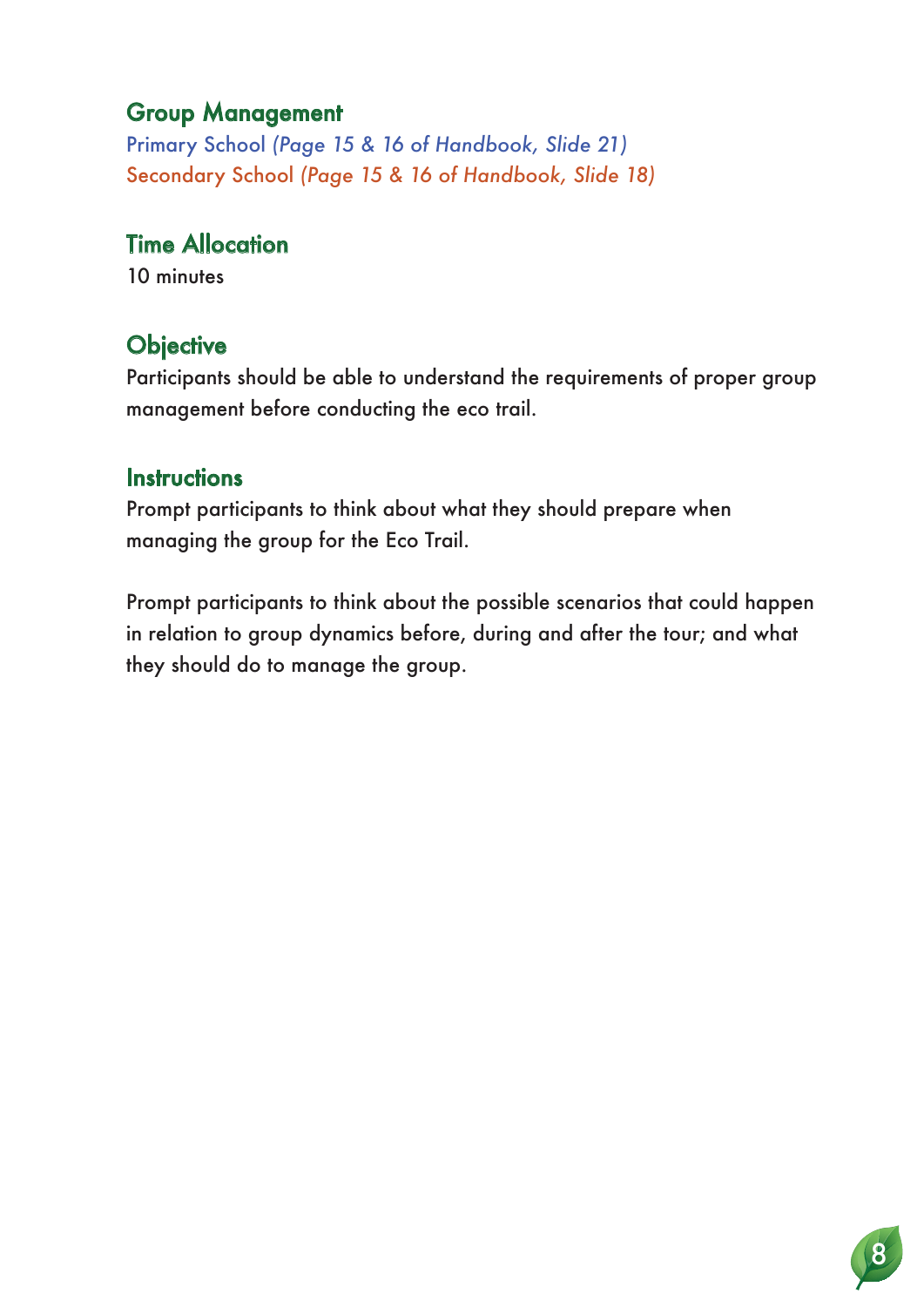## Group Management

Primary School *(Page 15 & 16 of Handbook, Slide 21)*

Secondary School *(Page 15 & 16 of Handbook, Slide 18)*

## Time Allocation

10 minutes

## Objective

Participants should be able to understand the requirements of proper group management before conducting the eco trail.

## Instructions

Prompt participants to think about what they should prepare when managing the group for the Eco Trail.

Prompt participants to think about the possible scenarios that could happen in relation to group dynamics before, during and after the tour; and what they should do to manage the group.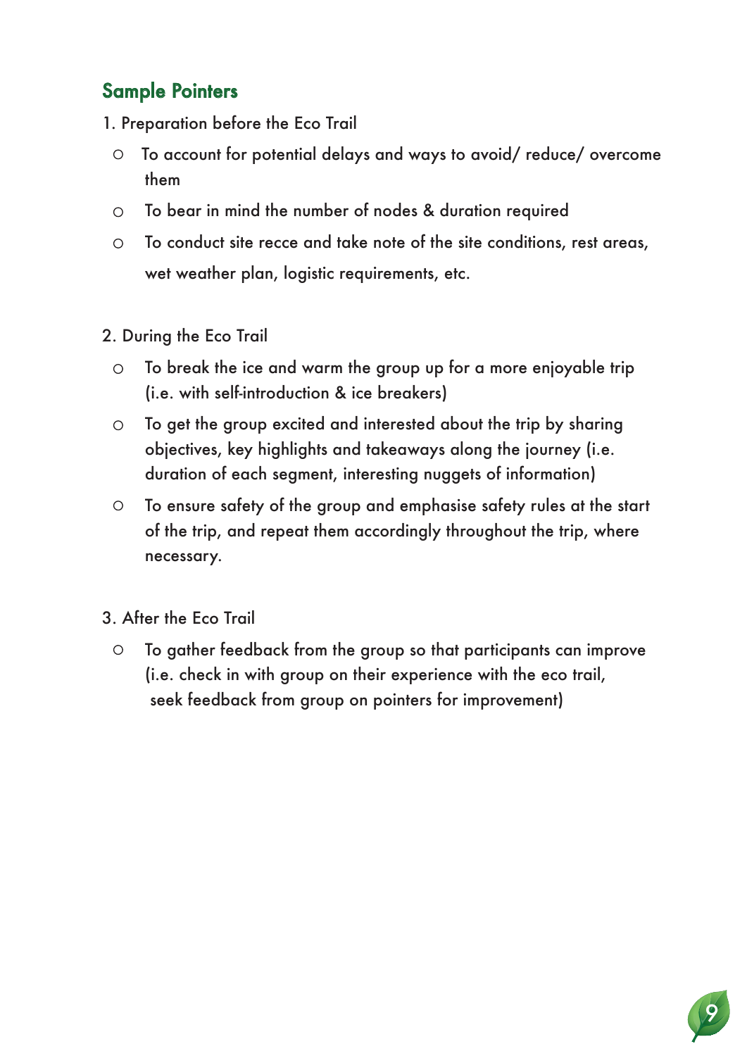## Sample Pointers

1. Preparation before the Eco Trail
   - To account for potential delays and ways to avoid/ reduce/ overcome them
   - To bear in mind the number of nodes & duration required
   - To conduct site recce and take note of the site conditions, rest areas, wet weather plan, logistic requirements, etc.

2. During the Eco Trail
   - To break the ice and warm the group up for a more enjoyable trip (i.e. with self-introduction & ice breakers)
   - To get the group excited and interested about the trip by sharing objectives, key highlights and takeaways along the journey (i.e. duration of each segment, interesting nuggets of information)
   - To ensure safety of the group and emphasise safety rules at the start of the trip, and repeat them accordingly throughout the trip, where necessary.

3. After the Eco Trail
   - To gather feedback from the group so that participants can improve (i.e. check in with group on their experience with the eco trail, seek feedback from group on pointers for improvement)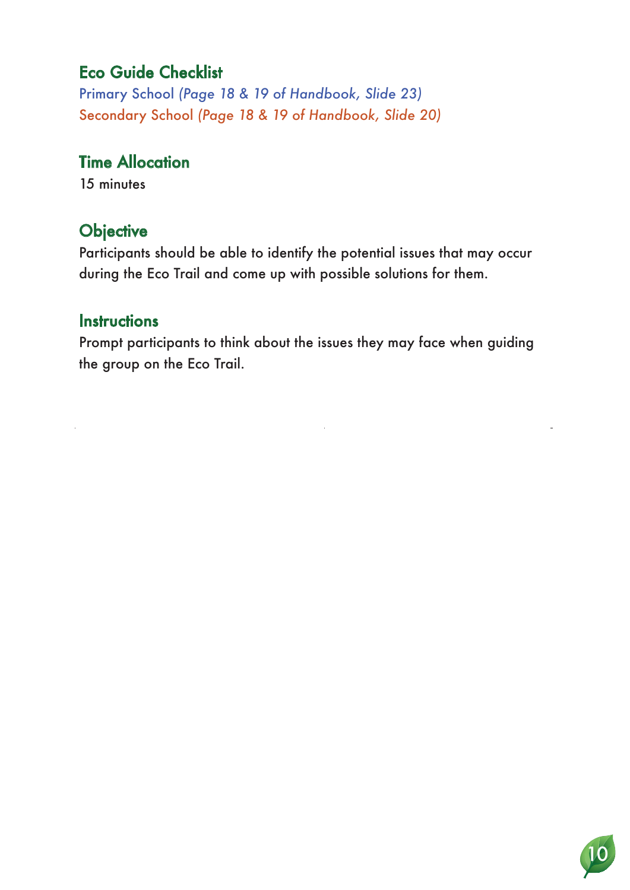## Eco Guide Checklist

Primary School *(Page 18 & 19 of Handbook, Slide 23)*
Secondary School *(Page 18 & 19 of Handbook, Slide 20)*

## Time Allocation

15 minutes

## Objective

Participants should be able to identify the potential issues that may occur during the Eco Trail and come up with possible solutions for them.

## Instructions

Prompt participants to think about the issues they may face when guiding the group on the Eco Trail.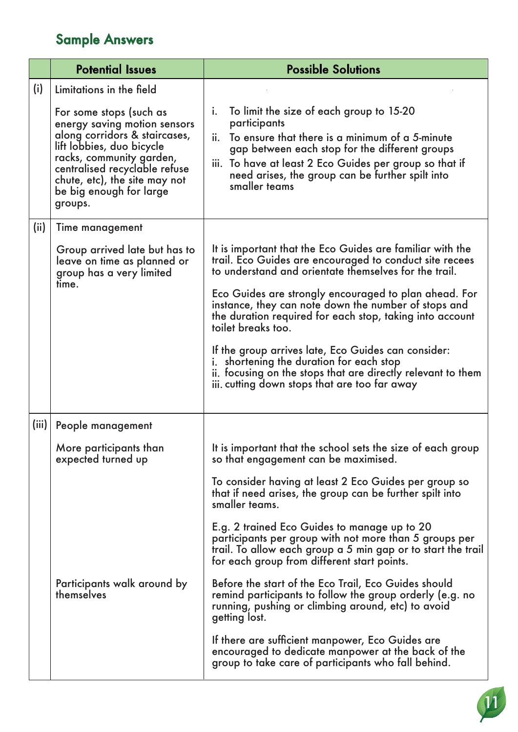## Sample Answers

| | Potential Issues | Possible Solutions |
|---|---|---|
| (i) | Limitations in the field<br><br>For some stops (such as energy saving motion sensors along corridors & staircases, lift lobbies, duo bicycle racks, community garden, centralised recyclable refuse chute, etc), the site may not be big enough for large groups. | i. To limit the size of each group to 15-20 participants<br>ii. To ensure that there is a minimum of a 5-minute gap between each stop for the different groups<br>iii. To have at least 2 Eco Guides per group so that if need arises, the group can be further spilt into smaller teams |
| (ii) | Time management<br><br>Group arrived late but has to leave on time as planned or group has a very limited time. | It is important that the Eco Guides are familiar with the trail. Eco Guides are encouraged to conduct site recees to understand and orientate themselves for the trail.<br><br>Eco Guides are strongly encouraged to plan ahead. For instance, they can note down the number of stops and the duration required for each stop, taking into account toilet breaks too.<br><br>If the group arrives late, Eco Guides can consider:<br>i. shortening the duration for each stop<br>ii. focusing on the stops that are directly relevant to them<br>iii. cutting down stops that are too far away |
| (iii) | People management<br><br>More participants than expected turned up | It is important that the school sets the size of each group so that engagement can be maximised.<br><br>To consider having at least 2 Eco Guides per group so that if need arises, the group can be further spilt into smaller teams.<br><br>E.g. 2 trained Eco Guides to manage up to 20 participants per group with not more than 5 groups per trail. To allow each group a 5 min gap or to start the trail for each group from different start points. |
| | Participants walk around by themselves | Before the start of the Eco Trail, Eco Guides should remind participants to follow the group orderly (e.g. no running, pushing or climbing around, etc) to avoid getting lost.<br><br>If there are sufficient manpower, Eco Guides are encouraged to dedicate manpower at the back of the group to take care of participants who fall behind. |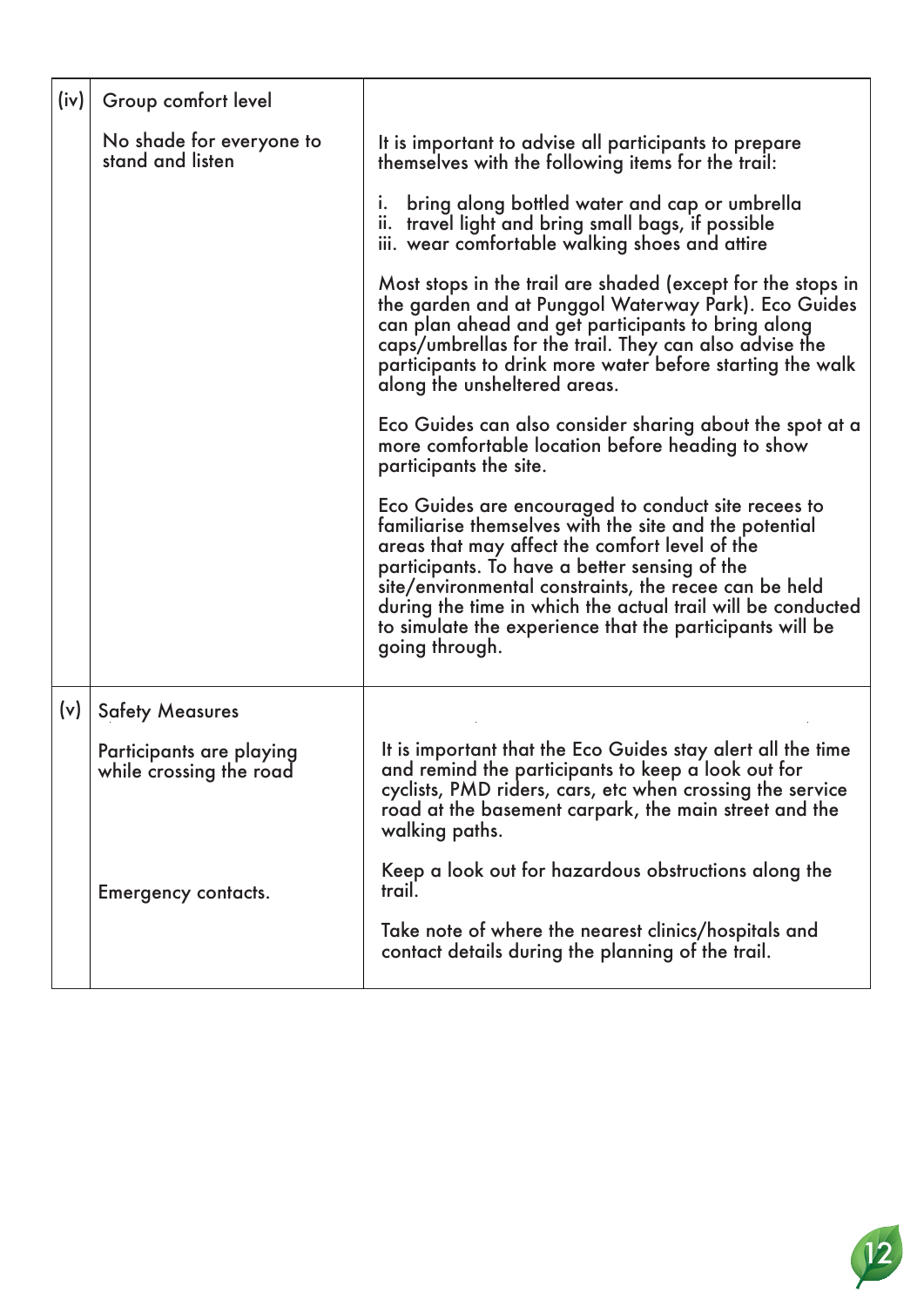| | | |
|---|---|---|
| (iv) | Group comfort level<br><br>No shade for everyone to stand and listen | It is important to advise all participants to prepare themselves with the following items for the trail:<br><br>i. bring along bottled water and cap or umbrella<br>ii. travel light and bring small bags, if possible<br>iii. wear comfortable walking shoes and attire<br><br>Most stops in the trail are shaded (except for the stops in the garden and at Punggol Waterway Park). Eco Guides can plan ahead and get participants to bring along caps/umbrellas for the trail. They can also advise the participants to drink more water before starting the walk along the unsheltered areas.<br><br>Eco Guides can also consider sharing about the spot at a more comfortable location before heading to show participants the site.<br><br>Eco Guides are encouraged to conduct site recees to familiarise themselves with the site and the potential areas that may affect the comfort level of the participants. To have a better sensing of the site/environmental constraints, the recee can be held during the time in which the actual trail will be conducted to simulate the experience that the participants will be going through. |
| (v) | Safety Measures<br><br>Participants are playing while crossing the road<br><br>Emergency contacts. | It is important that the Eco Guides stay alert all the time and remind the participants to keep a look out for cyclists, PMD riders, cars, etc when crossing the service road at the basement carpark, the main street and the walking paths.<br><br>Keep a look out for hazardous obstructions along the trail.<br><br>Take note of where the nearest clinics/hospitals and contact details during the planning of the trail. |